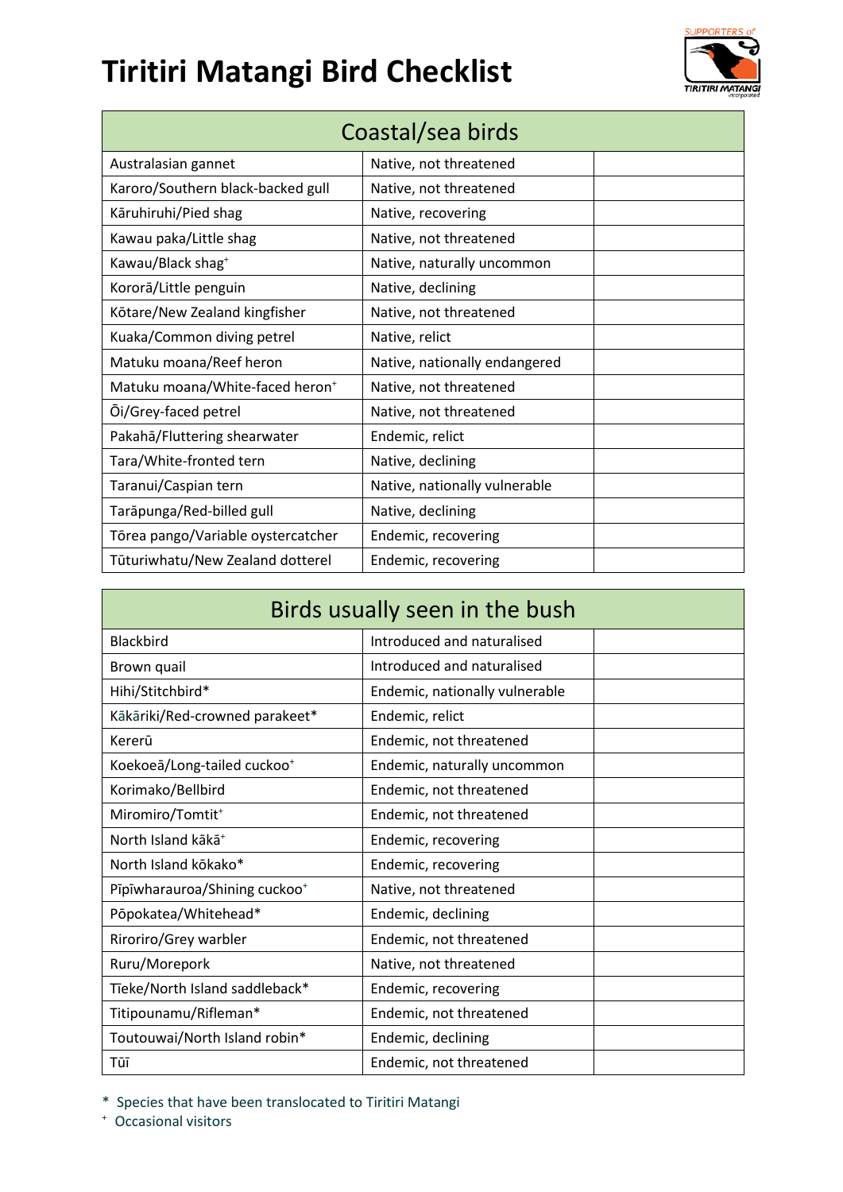# Tiritiri Matangi Bird Checklist

| Coastal/sea birds | | |
|---|---|---|
| Australasian gannet | Native, not threatened | |
| Karoro/Southern black-backed gull | Native, not threatened | |
| Kāruhiruhi/Pied shag | Native, recovering | |
| Kawau paka/Little shag | Native, not threatened | |
| Kawau/Black shag⁺ | Native, naturally uncommon | |
| Kororā/Little penguin | Native, declining | |
| Kōtare/New Zealand kingfisher | Native, not threatened | |
| Kuaka/Common diving petrel | Native, relict | |
| Matuku moana/Reef heron | Native, nationally endangered | |
| Matuku moana/White-faced heron⁺ | Native, not threatened | |
| Ōi/Grey-faced petrel | Native, not threatened | |
| Pakahā/Fluttering shearwater | Endemic, relict | |
| Tara/White-fronted tern | Native, declining | |
| Taranui/Caspian tern | Native, nationally vulnerable | |
| Tarāpunga/Red-billed gull | Native, declining | |
| Tōrea pango/Variable oystercatcher | Endemic, recovering | |
| Tūturiwhatu/New Zealand dotterel | Endemic, recovering | |

| Birds usually seen in the bush | | |
|---|---|---|
| Blackbird | Introduced and naturalised | |
| Brown quail | Introduced and naturalised | |
| Hihi/Stitchbird* | Endemic, nationally vulnerable | |
| Kākāriki/Red-crowned parakeet* | Endemic, relict | |
| Kererū | Endemic, not threatened | |
| Koekoeā/Long-tailed cuckoo⁺ | Endemic, naturally uncommon | |
| Korimako/Bellbird | Endemic, not threatened | |
| Miromiro/Tomtit⁺ | Endemic, not threatened | |
| North Island kākā⁺ | Endemic, recovering | |
| North Island kōkako* | Endemic, recovering | |
| Pīpīwharauroa/Shining cuckoo⁺ | Native, not threatened | |
| Pōpokatea/Whitehead* | Endemic, declining | |
| Riroriro/Grey warbler | Endemic, not threatened | |
| Ruru/Morepork | Native, not threatened | |
| Tīeke/North Island saddleback* | Endemic, recovering | |
| Titipounamu/Rifleman* | Endemic, not threatened | |
| Toutouwai/North Island robin* | Endemic, declining | |
| Tūī | Endemic, not threatened | |

* Species that have been translocated to Tiritiri Matangi

⁺ Occasional visitors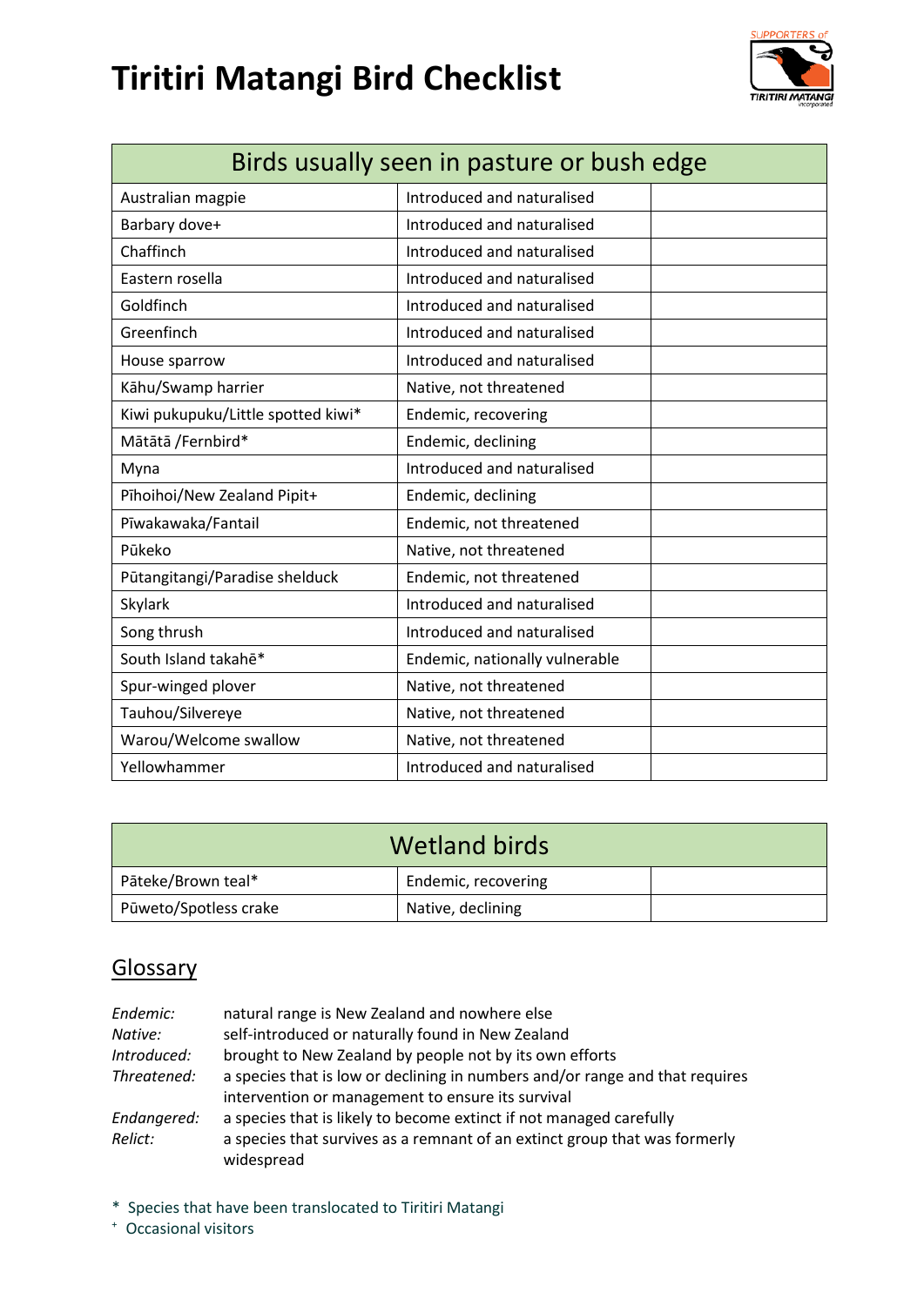# Tiritiri Matangi Bird Checklist

| Birds usually seen in pasture or bush edge | | |
|---|---|---|
| Australian magpie | Introduced and naturalised | |
| Barbary dove+ | Introduced and naturalised | |
| Chaffinch | Introduced and naturalised | |
| Eastern rosella | Introduced and naturalised | |
| Goldfinch | Introduced and naturalised | |
| Greenfinch | Introduced and naturalised | |
| House sparrow | Introduced and naturalised | |
| Kāhu/Swamp harrier | Native, not threatened | |
| Kiwi pukupuku/Little spotted kiwi* | Endemic, recovering | |
| Mātātā /Fernbird* | Endemic, declining | |
| Myna | Introduced and naturalised | |
| Pīhoihoi/New Zealand Pipit+ | Endemic, declining | |
| Pīwakawaka/Fantail | Endemic, not threatened | |
| Pūkeko | Native, not threatened | |
| Pūtangitangi/Paradise shelduck | Endemic, not threatened | |
| Skylark | Introduced and naturalised | |
| Song thrush | Introduced and naturalised | |
| South Island takahē* | Endemic, nationally vulnerable | |
| Spur-winged plover | Native, not threatened | |
| Tauhou/Silvereye | Native, not threatened | |
| Warou/Welcome swallow | Native, not threatened | |
| Yellowhammer | Introduced and naturalised | |

| Wetland birds | | |
|---|---|---|
| Pāteke/Brown teal* | Endemic, recovering | |
| Pūweto/Spotless crake | Native, declining | |

## Glossary

*Endemic:* natural range is New Zealand and nowhere else
*Native:* self-introduced or naturally found in New Zealand
*Introduced:* brought to New Zealand by people not by its own efforts
*Threatened:* a species that is low or declining in numbers and/or range and that requires intervention or management to ensure its survival
*Endangered:* a species that is likely to become extinct if not managed carefully
*Relict:* a species that survives as a remnant of an extinct group that was formerly widespread

\* Species that have been translocated to Tiritiri Matangi
+ Occasional visitors